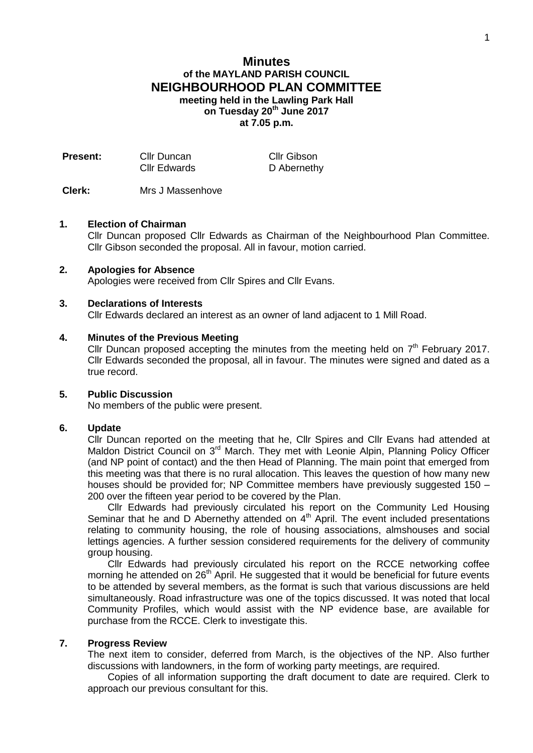# Minutes
## of the MAYLAND PARISH COUNCIL
## NEIGHBOURHOOD PLAN COMMITTEE
**meeting held in the Lawling Park Hall**
**on Tuesday 20th June 2017**
**at 7.05 p.m.**

| **Present:** | Cllr Duncan | Cllr Gibson |
|---|---|---|
| | Cllr Edwards | D Abernethy |

**Clerk:** Mrs J Massenhove

**1. Election of Chairman**

Cllr Duncan proposed Cllr Edwards as Chairman of the Neighbourhood Plan Committee. Cllr Gibson seconded the proposal. All in favour, motion carried.

**2. Apologies for Absence**

Apologies were received from Cllr Spires and Cllr Evans.

**3. Declarations of Interests**

Cllr Edwards declared an interest as an owner of land adjacent to 1 Mill Road.

**4. Minutes of the Previous Meeting**

Cllr Duncan proposed accepting the minutes from the meeting held on 7th February 2017. Cllr Edwards seconded the proposal, all in favour. The minutes were signed and dated as a true record.

**5. Public Discussion**

No members of the public were present.

**6. Update**

Cllr Duncan reported on the meeting that he, Cllr Spires and Cllr Evans had attended at Maldon District Council on 3rd March. They met with Leonie Alpin, Planning Policy Officer (and NP point of contact) and the then Head of Planning. The main point that emerged from this meeting was that there is no rural allocation. This leaves the question of how many new houses should be provided for; NP Committee members have previously suggested 150 – 200 over the fifteen year period to be covered by the Plan.

Cllr Edwards had previously circulated his report on the Community Led Housing Seminar that he and D Abernethy attended on 4th April. The event included presentations relating to community housing, the role of housing associations, almshouses and social lettings agencies. A further session considered requirements for the delivery of community group housing.

Cllr Edwards had previously circulated his report on the RCCE networking coffee morning he attended on 26th April. He suggested that it would be beneficial for future events to be attended by several members, as the format is such that various discussions are held simultaneously. Road infrastructure was one of the topics discussed. It was noted that local Community Profiles, which would assist with the NP evidence base, are available for purchase from the RCCE. Clerk to investigate this.

**7. Progress Review**

The next item to consider, deferred from March, is the objectives of the NP. Also further discussions with landowners, in the form of working party meetings, are required.

Copies of all information supporting the draft document to date are required. Clerk to approach our previous consultant for this.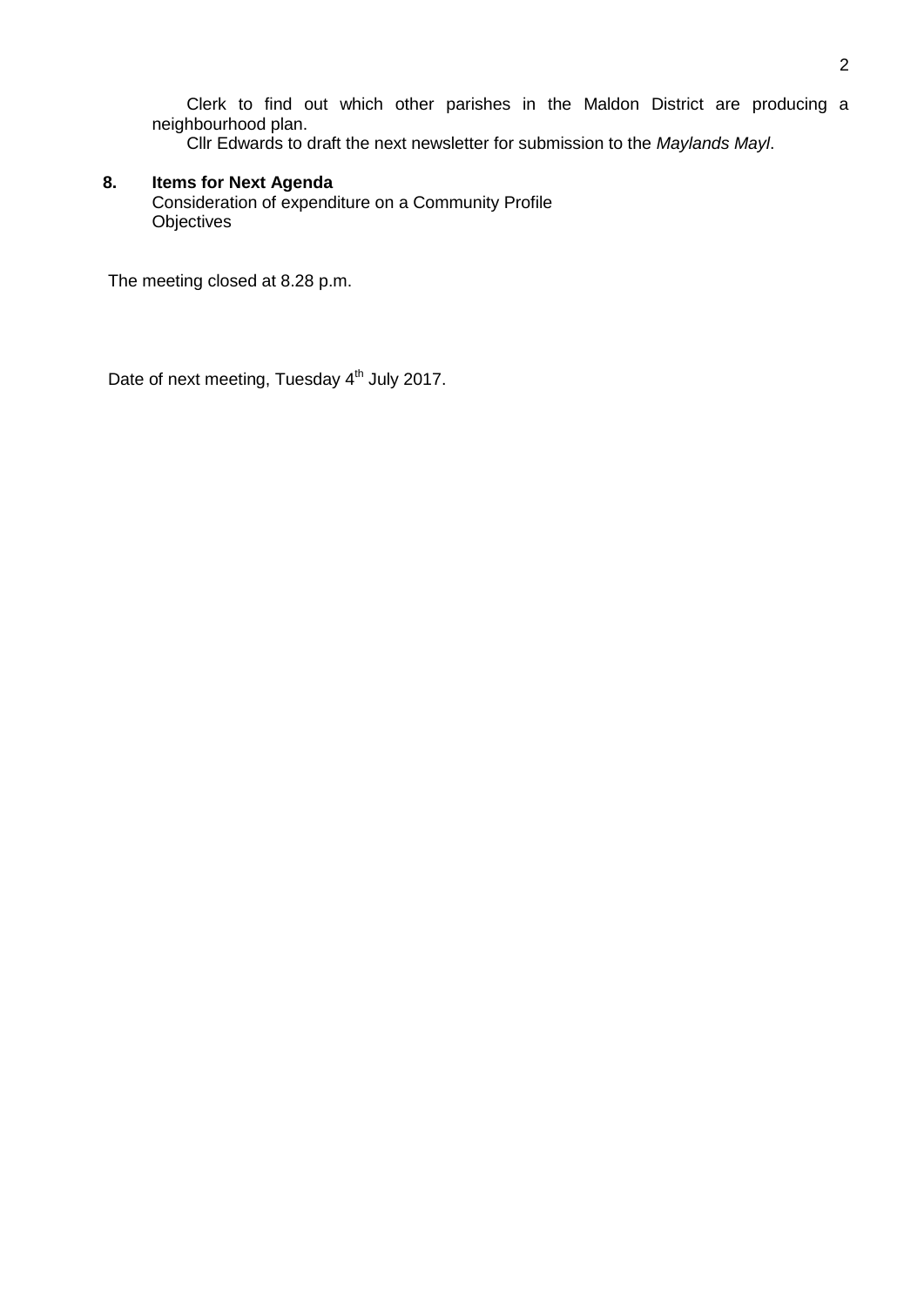Clerk to find out which other parishes in the Maldon District are producing a neighbourhood plan.

Cllr Edwards to draft the next newsletter for submission to the *Maylands Mayl*.

**8. Items for Next Agenda**

Consideration of expenditure on a Community Profile
Objectives

The meeting closed at 8.28 p.m.

Date of next meeting, Tuesday 4th July 2017.